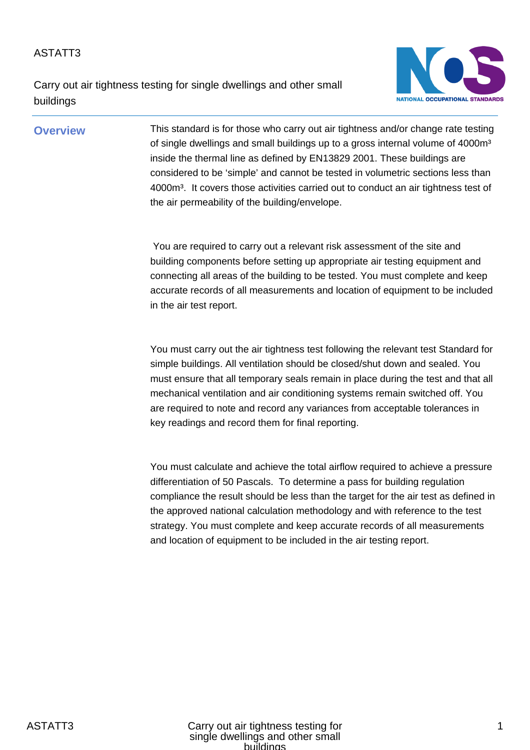ASTATT3

Carry out air tightness testing for single dwellings and other small buildings

## Overview

This standard is for those who carry out air tightness and/or change rate testing of single dwellings and small buildings up to a gross internal volume of 4000m³ inside the thermal line as defined by EN13829 2001. These buildings are considered to be 'simple' and cannot be tested in volumetric sections less than 4000m³. It covers those activities carried out to conduct an air tightness test of the air permeability of the building/envelope.

You are required to carry out a relevant risk assessment of the site and building components before setting up appropriate air testing equipment and connecting all areas of the building to be tested. You must complete and keep accurate records of all measurements and location of equipment to be included in the air test report.

You must carry out the air tightness test following the relevant test Standard for simple buildings. All ventilation should be closed/shut down and sealed. You must ensure that all temporary seals remain in place during the test and that all mechanical ventilation and air conditioning systems remain switched off. You are required to note and record any variances from acceptable tolerances in key readings and record them for final reporting.

You must calculate and achieve the total airflow required to achieve a pressure differentiation of 50 Pascals. To determine a pass for building regulation compliance the result should be less than the target for the air test as defined in the approved national calculation methodology and with reference to the test strategy. You must complete and keep accurate records of all measurements and location of equipment to be included in the air testing report.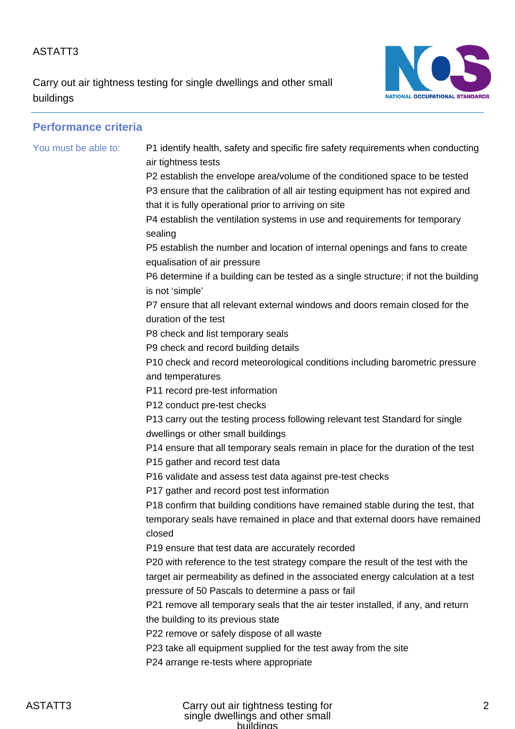## Performance criteria

You must be able to:

P1 identify health, safety and specific fire safety requirements when conducting air tightness tests
P2 establish the envelope area/volume of the conditioned space to be tested
P3 ensure that the calibration of all air testing equipment has not expired and that it is fully operational prior to arriving on site
P4 establish the ventilation systems in use and requirements for temporary sealing
P5 establish the number and location of internal openings and fans to create equalisation of air pressure
P6 determine if a building can be tested as a single structure; if not the building is not 'simple'
P7 ensure that all relevant external windows and doors remain closed for the duration of the test
P8 check and list temporary seals
P9 check and record building details
P10 check and record meteorological conditions including barometric pressure and temperatures
P11 record pre-test information
P12 conduct pre-test checks
P13 carry out the testing process following relevant test Standard for single dwellings or other small buildings
P14 ensure that all temporary seals remain in place for the duration of the test
P15 gather and record test data
P16 validate and assess test data against pre-test checks
P17 gather and record post test information
P18 confirm that building conditions have remained stable during the test, that temporary seals have remained in place and that external doors have remained closed
P19 ensure that test data are accurately recorded
P20 with reference to the test strategy compare the result of the test with the target air permeability as defined in the associated energy calculation at a test pressure of 50 Pascals to determine a pass or fail
P21 remove all temporary seals that the air tester installed, if any, and return the building to its previous state
P22 remove or safely dispose of all waste
P23 take all equipment supplied for the test away from the site
P24 arrange re-tests where appropriate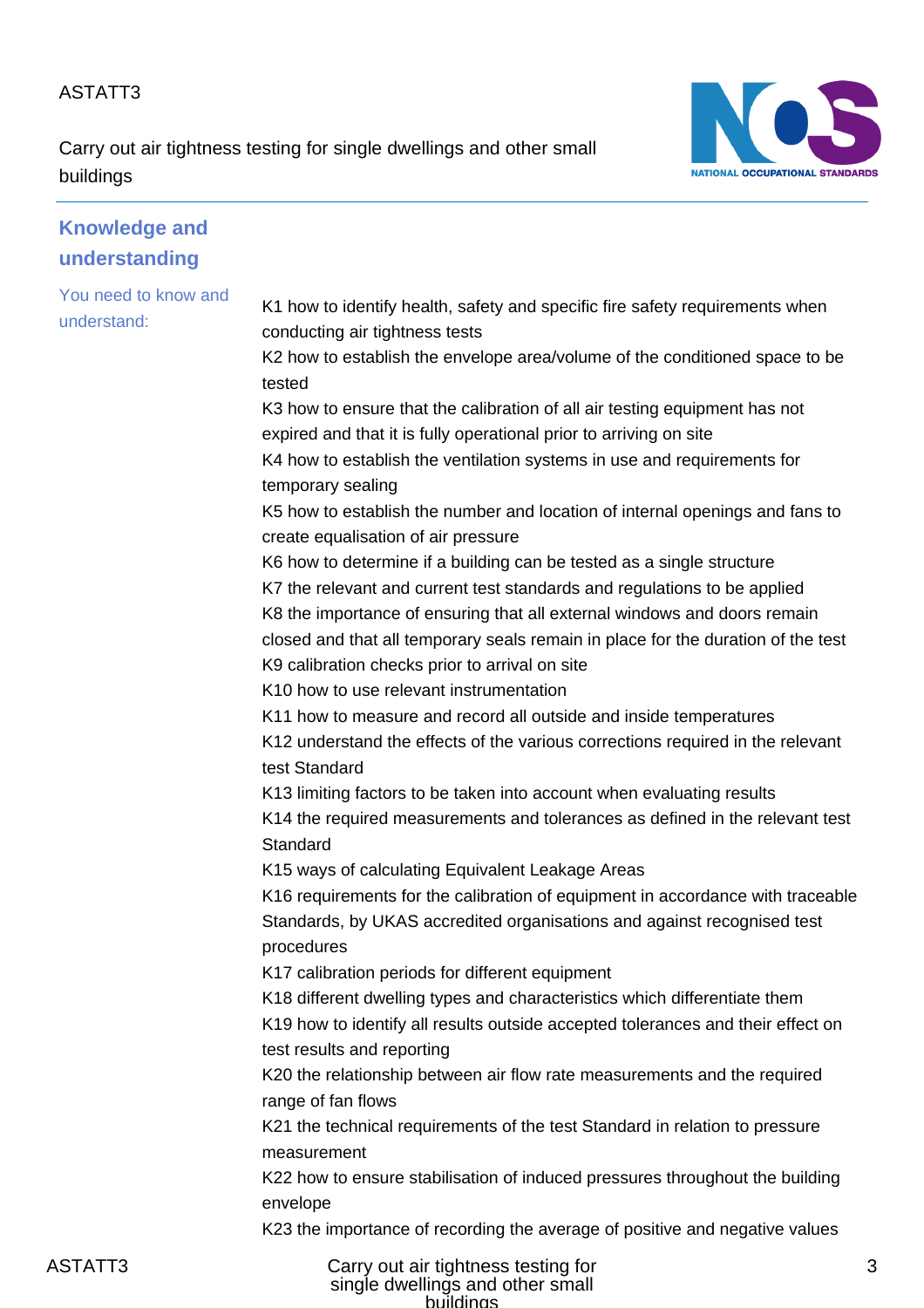## Knowledge and understanding

You need to know and understand:

K1 how to identify health, safety and specific fire safety requirements when conducting air tightness tests
K2 how to establish the envelope area/volume of the conditioned space to be tested
K3 how to ensure that the calibration of all air testing equipment has not expired and that it is fully operational prior to arriving on site
K4 how to establish the ventilation systems in use and requirements for temporary sealing
K5 how to establish the number and location of internal openings and fans to create equalisation of air pressure
K6 how to determine if a building can be tested as a single structure
K7 the relevant and current test standards and regulations to be applied
K8 the importance of ensuring that all external windows and doors remain closed and that all temporary seals remain in place for the duration of the test
K9 calibration checks prior to arrival on site
K10 how to use relevant instrumentation
K11 how to measure and record all outside and inside temperatures
K12 understand the effects of the various corrections required in the relevant test Standard
K13 limiting factors to be taken into account when evaluating results
K14 the required measurements and tolerances as defined in the relevant test Standard
K15 ways of calculating Equivalent Leakage Areas
K16 requirements for the calibration of equipment in accordance with traceable Standards, by UKAS accredited organisations and against recognised test procedures
K17 calibration periods for different equipment
K18 different dwelling types and characteristics which differentiate them
K19 how to identify all results outside accepted tolerances and their effect on test results and reporting
K20 the relationship between air flow rate measurements and the required range of fan flows
K21 the technical requirements of the test Standard in relation to pressure measurement
K22 how to ensure stabilisation of induced pressures throughout the building envelope
K23 the importance of recording the average of positive and negative values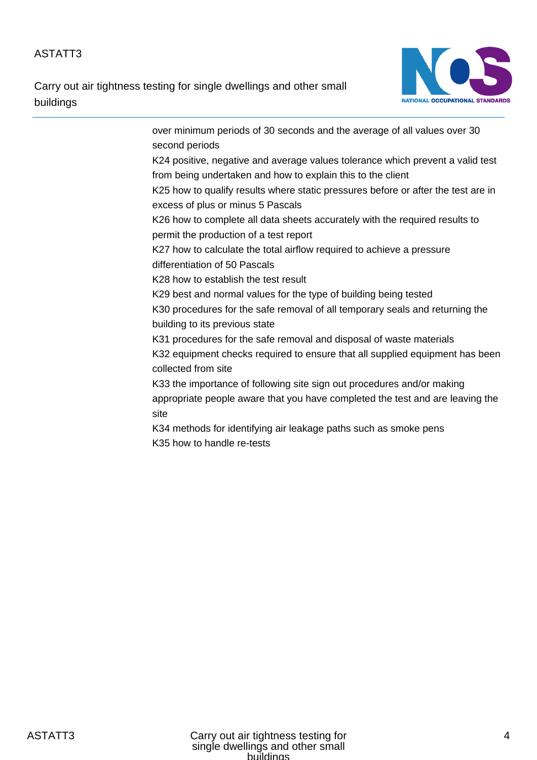over minimum periods of 30 seconds and the average of all values over 30 second periods

K24 positive, negative and average values tolerance which prevent a valid test from being undertaken and how to explain this to the client

K25 how to qualify results where static pressures before or after the test are in excess of plus or minus 5 Pascals

K26 how to complete all data sheets accurately with the required results to permit the production of a test report

K27 how to calculate the total airflow required to achieve a pressure differentiation of 50 Pascals

K28 how to establish the test result

K29 best and normal values for the type of building being tested

K30 procedures for the safe removal of all temporary seals and returning the building to its previous state

K31 procedures for the safe removal and disposal of waste materials

K32 equipment checks required to ensure that all supplied equipment has been collected from site

K33 the importance of following site sign out procedures and/or making appropriate people aware that you have completed the test and are leaving the site

K34 methods for identifying air leakage paths such as smoke pens

K35 how to handle re-tests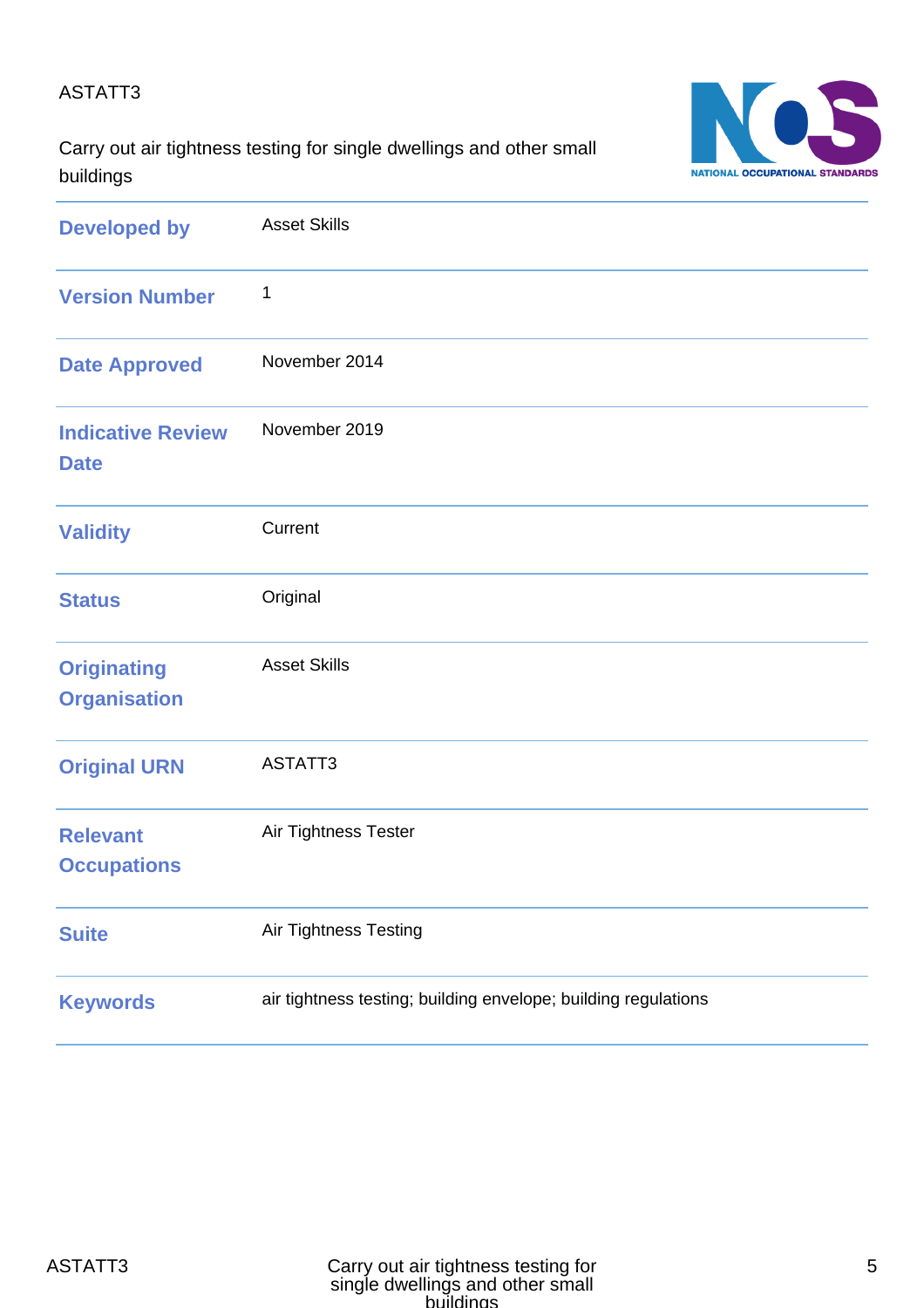ASTATT3

Carry out air tightness testing for single dwellings and other small buildings

| | |
|---|---|
| **Developed by** | Asset Skills |
| **Version Number** | 1 |
| **Date Approved** | November 2014 |
| **Indicative Review Date** | November 2019 |
| **Validity** | Current |
| **Status** | Original |
| **Originating Organisation** | Asset Skills |
| **Original URN** | ASTATT3 |
| **Relevant Occupations** | Air Tightness Tester |
| **Suite** | Air Tightness Testing |
| **Keywords** | air tightness testing; building envelope; building regulations |